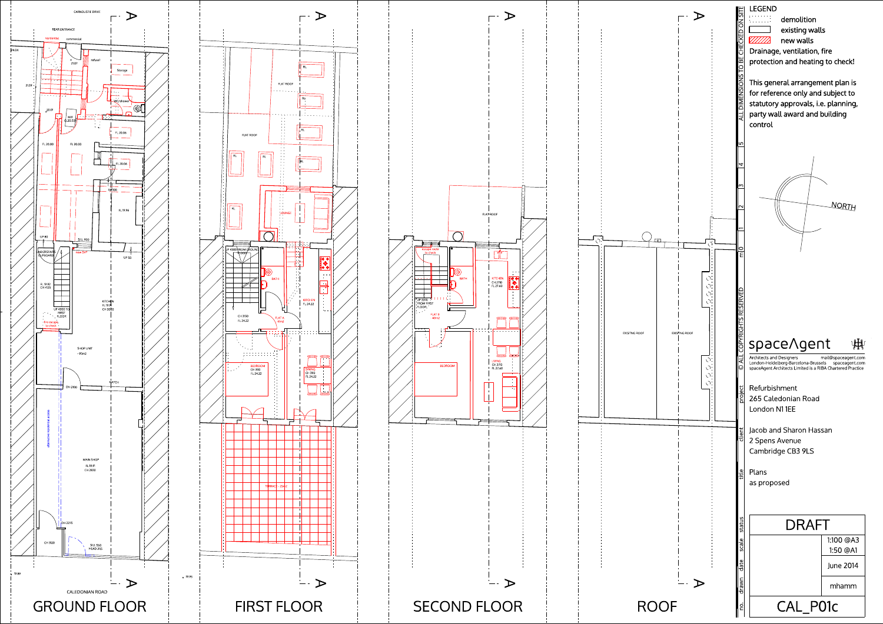# GROUND FLOOR

CARNOUSTIE DRIVE

REAR ENTRANCE

residential | commercial

24.04

21.09

21.07

refuse?

Storage

WC/shower

20.01

MH
CL20.03

FL 20.06

FL 20.00 | FL 20.00

FL 20.06

UP 300

FL 19.96

UP 80

SILL 900

UNDERSTAIRS CUPBOARD

new SVP

UP 50

FL 19.92
CH 4125

UP 4300 TO FIRST FLOOR

fire escape to check

KITCHEN
FL 19.9
CH 3050

SHOP UNIT
~35m2

DH 2100

HATCH

alternative residential access

MAIN SHOP
FL 19.97
CH 2830

DH 2215

CH 3120

SILL 550
HEAD 265

19.89

19.95

CALEDONIAN ROAD

# FIRST FLOOR

FLAT ROOF

RL

FLAT ROOF

LOUNGE

UP 4300 FROM GROUND FLOOR

BATH

KITCHEN
FL 24.22

CH 3150
FL 24.22

FLAT A
40m2

BEDROOM
CH 3150
FL 24.22

DINING
CH 3150
FL 24.22

TERRACE ~ 25m2

# SECOND FLOOR

FLAT ROOF

escape route to check

BATH

KITCHEN
CH 2710
FL 27.60

UP 3370 FROM FIRST FLOOR

FLAT B
40m2

BEDROOM

LIVING
CH 2710
FL 27.60

# ROOF

EXISTING ROOF

EXISTING ROOF

---

**LEGEND**

- demolition
- existing walls
- new walls

Drainage, ventilation, fire protection and heating to check!

This general arrangement plan is for reference only and subject to statutory approvals, i.e. planning, party wall award and building control

ALL DIMENSIONS TO BE CHECKED ON SITE

© ALL COPYRIGHTS RESERVED

m 0 1 2 3 4 5

NORTH

**spaceAgent**
Architects and Designers — mail@spaceagent.com
London-Heidelberg-Barcelona-Brussels — spaceagent.com
spaceAgent Architects Limited is a RIBA Chartered Practice

| | |
|---|---|
| project | Refurbishment<br>265 Caledonian Road<br>London N1 1EE |
| client | Jacob and Sharon Hassan<br>2 Spens Avenue<br>Cambridge CB3 9LS |
| title | Plans<br>as proposed |
| status | DRAFT |
| scale | 1:100 @A3<br>1:50 @A1 |
| date | June 2014 |
| drawn | mhamm |
| no. | CAL_P01c |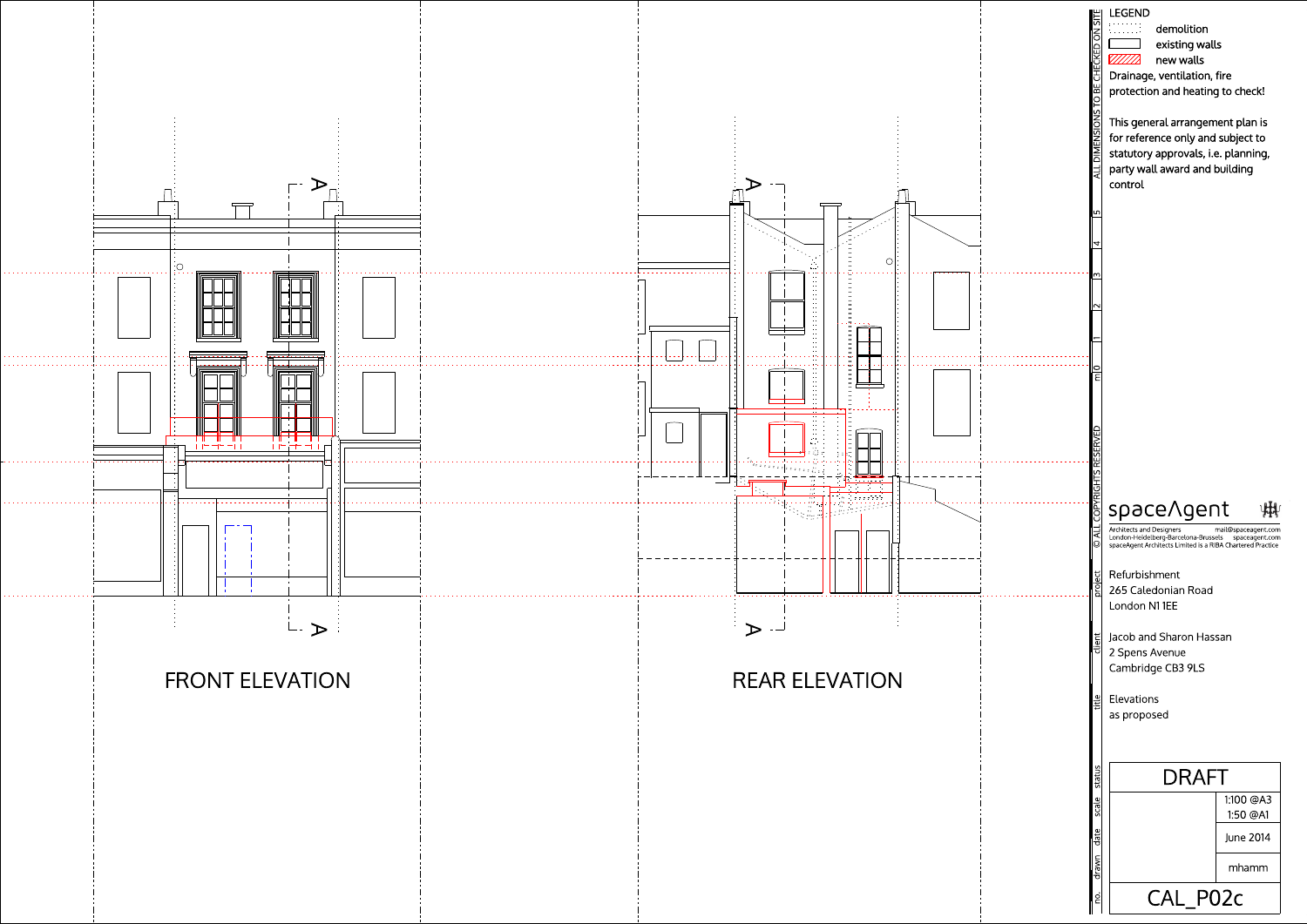A

A

FRONT ELEVATION

A

A

REAR ELEVATION

LEGEND

- demolition
- existing walls
- new walls

Drainage, ventilation, fire protection and heating to check!

This general arrangement plan is for reference only and subject to statutory approvals, i.e. planning, party wall award and building control

ALL DIMENSIONS TO BE CHECKED ON SITE

m 0 1 2 3 4 5

© ALL COPYRIGHTS RESERVED

spaceAgent

Architects and Designers mail@spaceagent.com
London-Heidelberg-Barcelona-Brussels spaceagent.com
spaceAgent Architects Limited is a RIBA Chartered Practice

project: Refurbishment
265 Caledonian Road
London N1 1EE

client: Jacob and Sharon Hassan
2 Spens Avenue
Cambridge CB3 9LS

title: Elevations
as proposed

| | |
|---|---|
| status | DRAFT |
| scale | 1:100 @A3<br>1:50 @A1 |
| date | June 2014 |
| drawn | mhamm |
| no. | CAL_P02c |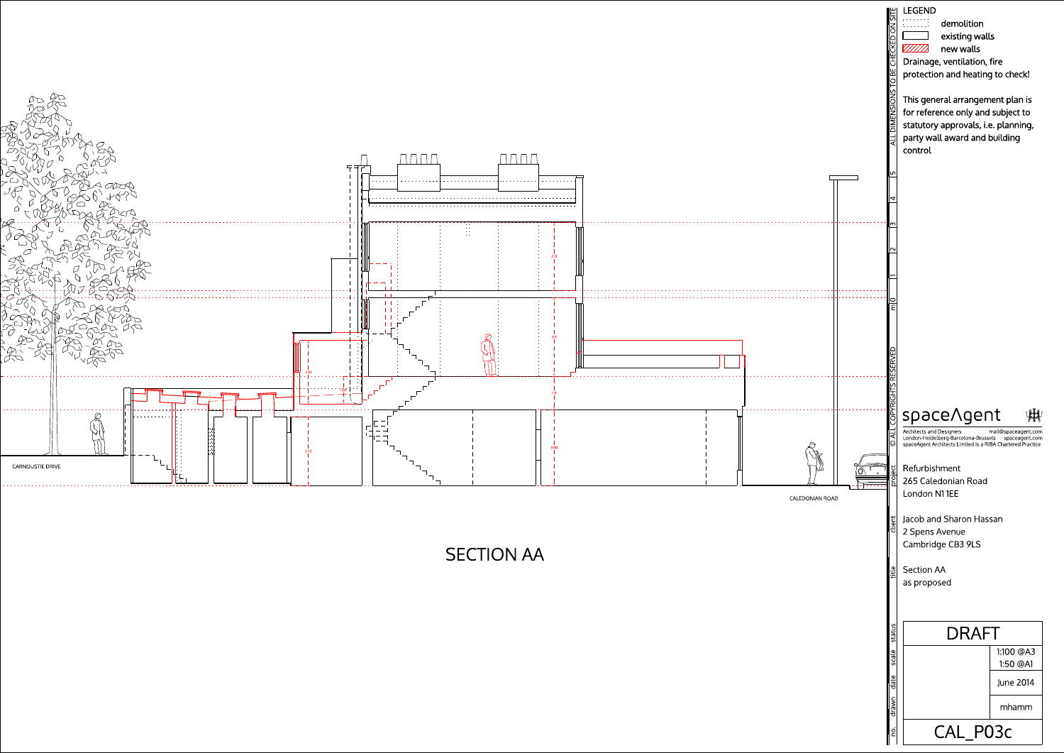CARNOUSTIE DRIVE

CALEDONIAN ROAD

# SECTION AA

ALL DIMENSIONS TO BE CHECKED ON SITE

m 0 1 2 3 4 5

© ALL COPYRIGHTS RESERVED

LEGEND

- demolition
- existing walls
- new walls

Drainage, ventilation, fire protection and heating to check!

This general arrangement plan is for reference only and subject to statutory approvals, i.e. planning, party wall award and building control

spaceAgent

Architects and Designers
London-Heidelberg-Barcelona-Brussels
mail@spaceagent.com
spaceagent.com
spaceAgent Architects Limited is a RIBA Chartered Practice

project: Refurbishment
265 Caledonian Road
London N1 1EE

client: Jacob and Sharon Hassan
2 Spens Avenue
Cambridge CB3 9LS

title: Section AA
as proposed

status: DRAFT

scale: 1:100 @A3
1:50 @A1

date: June 2014

drawn: mhamm

no.: CAL_P03c